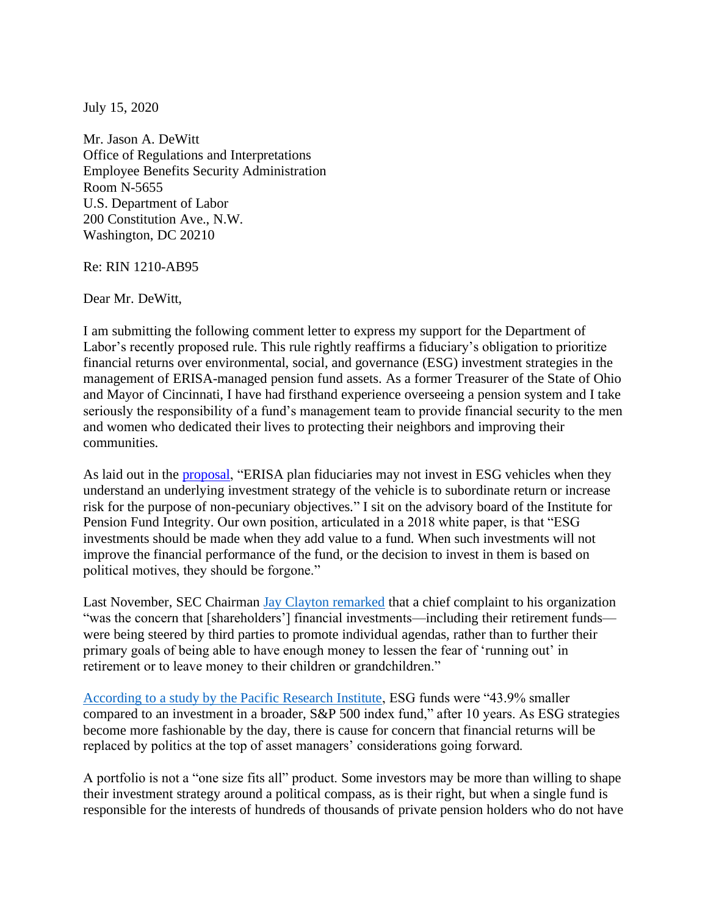July 15, 2020

Mr. Jason A. DeWitt
Office of Regulations and Interpretations
Employee Benefits Security Administration
Room N-5655
U.S. Department of Labor
200 Constitution Ave., N.W.
Washington, DC 20210

Re: RIN 1210-AB95

Dear Mr. DeWitt,

I am submitting the following comment letter to express my support for the Department of Labor's recently proposed rule. This rule rightly reaffirms a fiduciary's obligation to prioritize financial returns over environmental, social, and governance (ESG) investment strategies in the management of ERISA-managed pension fund assets. As a former Treasurer of the State of Ohio and Mayor of Cincinnati, I have had firsthand experience overseeing a pension system and I take seriously the responsibility of a fund's management team to provide financial security to the men and women who dedicated their lives to protecting their neighbors and improving their communities.

As laid out in the proposal, "ERISA plan fiduciaries may not invest in ESG vehicles when they understand an underlying investment strategy of the vehicle is to subordinate return or increase risk for the purpose of non-pecuniary objectives." I sit on the advisory board of the Institute for Pension Fund Integrity. Our own position, articulated in a 2018 white paper, is that "ESG investments should be made when they add value to a fund. When such investments will not improve the financial performance of the fund, or the decision to invest in them is based on political motives, they should be forgone."

Last November, SEC Chairman Jay Clayton remarked that a chief complaint to his organization "was the concern that [shareholders'] financial investments—including their retirement funds—were being steered by third parties to promote individual agendas, rather than to further their primary goals of being able to have enough money to lessen the fear of 'running out' in retirement or to leave money to their children or grandchildren."

According to a study by the Pacific Research Institute, ESG funds were "43.9% smaller compared to an investment in a broader, S&P 500 index fund," after 10 years. As ESG strategies become more fashionable by the day, there is cause for concern that financial returns will be replaced by politics at the top of asset managers' considerations going forward.

A portfolio is not a "one size fits all" product. Some investors may be more than willing to shape their investment strategy around a political compass, as is their right, but when a single fund is responsible for the interests of hundreds of thousands of private pension holders who do not have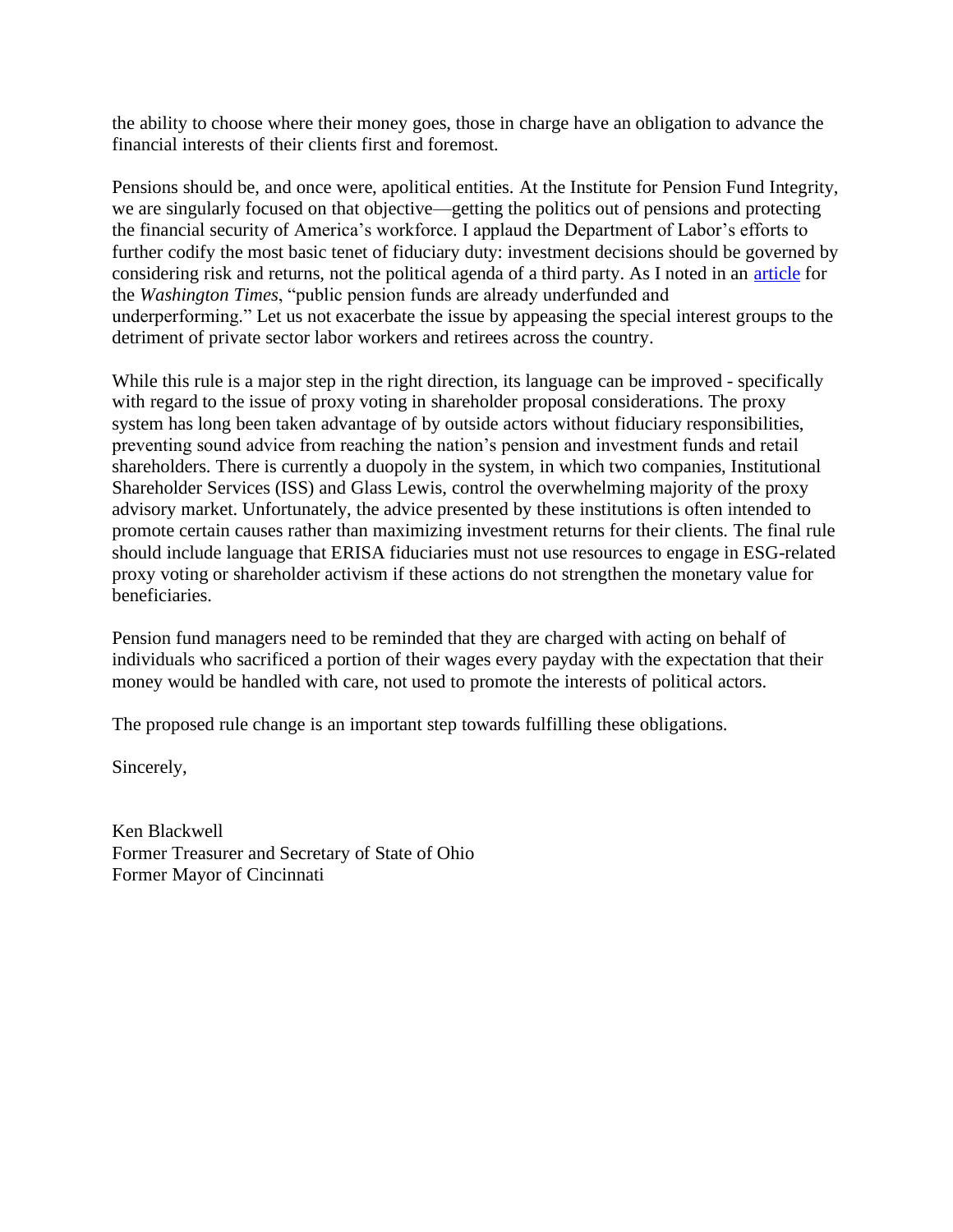the ability to choose where their money goes, those in charge have an obligation to advance the financial interests of their clients first and foremost.

Pensions should be, and once were, apolitical entities. At the Institute for Pension Fund Integrity, we are singularly focused on that objective—getting the politics out of pensions and protecting the financial security of America's workforce. I applaud the Department of Labor's efforts to further codify the most basic tenet of fiduciary duty: investment decisions should be governed by considering risk and returns, not the political agenda of a third party. As I noted in an article for the *Washington Times*, "public pension funds are already underfunded and underperforming." Let us not exacerbate the issue by appeasing the special interest groups to the detriment of private sector labor workers and retirees across the country.

While this rule is a major step in the right direction, its language can be improved - specifically with regard to the issue of proxy voting in shareholder proposal considerations. The proxy system has long been taken advantage of by outside actors without fiduciary responsibilities, preventing sound advice from reaching the nation's pension and investment funds and retail shareholders. There is currently a duopoly in the system, in which two companies, Institutional Shareholder Services (ISS) and Glass Lewis, control the overwhelming majority of the proxy advisory market. Unfortunately, the advice presented by these institutions is often intended to promote certain causes rather than maximizing investment returns for their clients. The final rule should include language that ERISA fiduciaries must not use resources to engage in ESG-related proxy voting or shareholder activism if these actions do not strengthen the monetary value for beneficiaries.

Pension fund managers need to be reminded that they are charged with acting on behalf of individuals who sacrificed a portion of their wages every payday with the expectation that their money would be handled with care, not used to promote the interests of political actors.

The proposed rule change is an important step towards fulfilling these obligations.

Sincerely,

Ken Blackwell
Former Treasurer and Secretary of State of Ohio
Former Mayor of Cincinnati